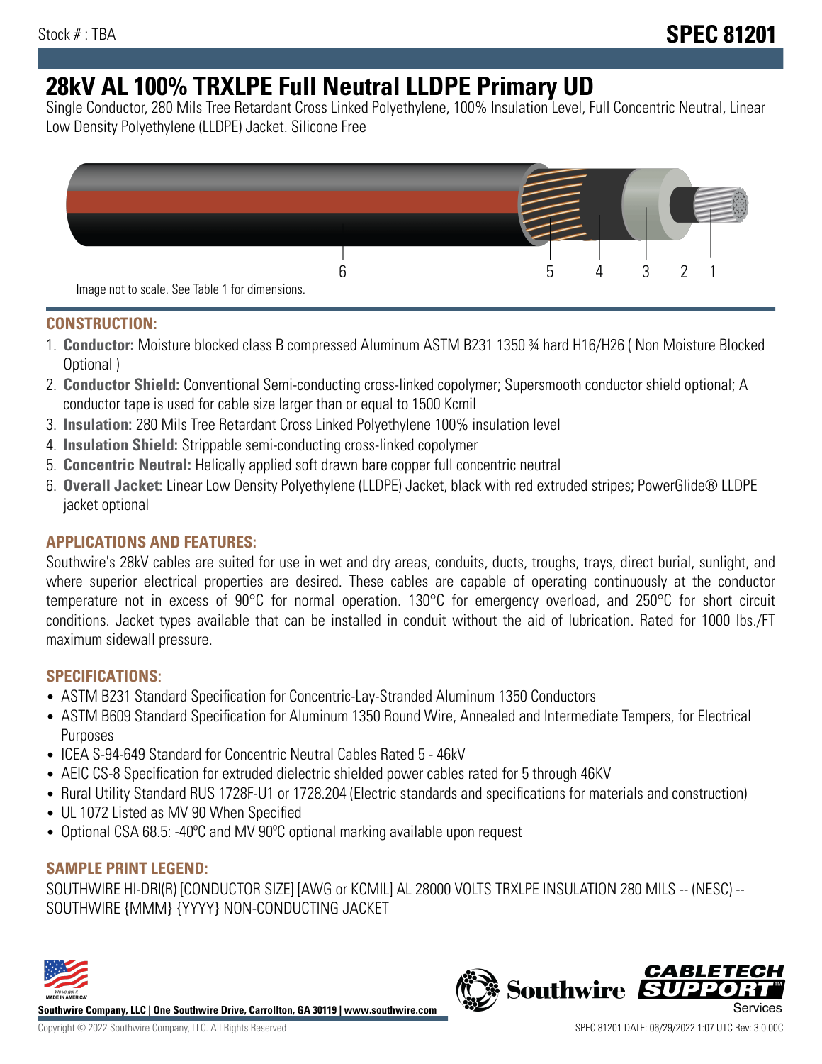Stock # : TBA

# SPEC 81201

# 28kV AL 100% TRXLPE Full Neutral LLDPE Primary UD

Single Conductor, 280 Mils Tree Retardant Cross Linked Polyethylene, 100% Insulation Level, Full Concentric Neutral, Linear Low Density Polyethylene (LLDPE) Jacket. Silicone Free

6 5 4 3 2 1

Image not to scale. See Table 1 for dimensions.

## CONSTRUCTION:

1. **Conductor:** Moisture blocked class B compressed Aluminum ASTM B231 1350 ¾ hard H16/H26 ( Non Moisture Blocked Optional )
2. **Conductor Shield:** Conventional Semi-conducting cross-linked copolymer; Supersmooth conductor shield optional; A conductor tape is used for cable size larger than or equal to 1500 Kcmil
3. **Insulation:** 280 Mils Tree Retardant Cross Linked Polyethylene 100% insulation level
4. **Insulation Shield:** Strippable semi-conducting cross-linked copolymer
5. **Concentric Neutral:** Helically applied soft drawn bare copper full concentric neutral
6. **Overall Jacket:** Linear Low Density Polyethylene (LLDPE) Jacket, black with red extruded stripes; PowerGlide® LLDPE jacket optional

## APPLICATIONS AND FEATURES:

Southwire's 28kV cables are suited for use in wet and dry areas, conduits, ducts, troughs, trays, direct burial, sunlight, and where superior electrical properties are desired. These cables are capable of operating continuously at the conductor temperature not in excess of 90°C for normal operation. 130°C for emergency overload, and 250°C for short circuit conditions. Jacket types available that can be installed in conduit without the aid of lubrication. Rated for 1000 lbs./FT maximum sidewall pressure.

## SPECIFICATIONS:

- ASTM B231 Standard Specification for Concentric-Lay-Stranded Aluminum 1350 Conductors
- ASTM B609 Standard Specification for Aluminum 1350 Round Wire, Annealed and Intermediate Tempers, for Electrical Purposes
- ICEA S-94-649 Standard for Concentric Neutral Cables Rated 5 - 46kV
- AEIC CS-8 Specification for extruded dielectric shielded power cables rated for 5 through 46KV
- Rural Utility Standard RUS 1728F-U1 or 1728.204 (Electric standards and specifications for materials and construction)
- UL 1072 Listed as MV 90 When Specified
- Optional CSA 68.5: -40ºC and MV 90ºC optional marking available upon request

## SAMPLE PRINT LEGEND:

SOUTHWIRE HI-DRI(R) [CONDUCTOR SIZE] [AWG or KCMIL] AL 28000 VOLTS TRXLPE INSULATION 280 MILS -- (NESC) -- SOUTHWIRE {MMM} {YYYY} NON-CONDUCTING JACKET

**Southwire Company, LLC | One Southwire Drive, Carrollton, GA 30119 | www.southwire.com**

Copyright © 2022 Southwire Company, LLC. All Rights Reserved

SPEC 81201 DATE: 06/29/2022 1:07 UTC Rev: 3.0.00C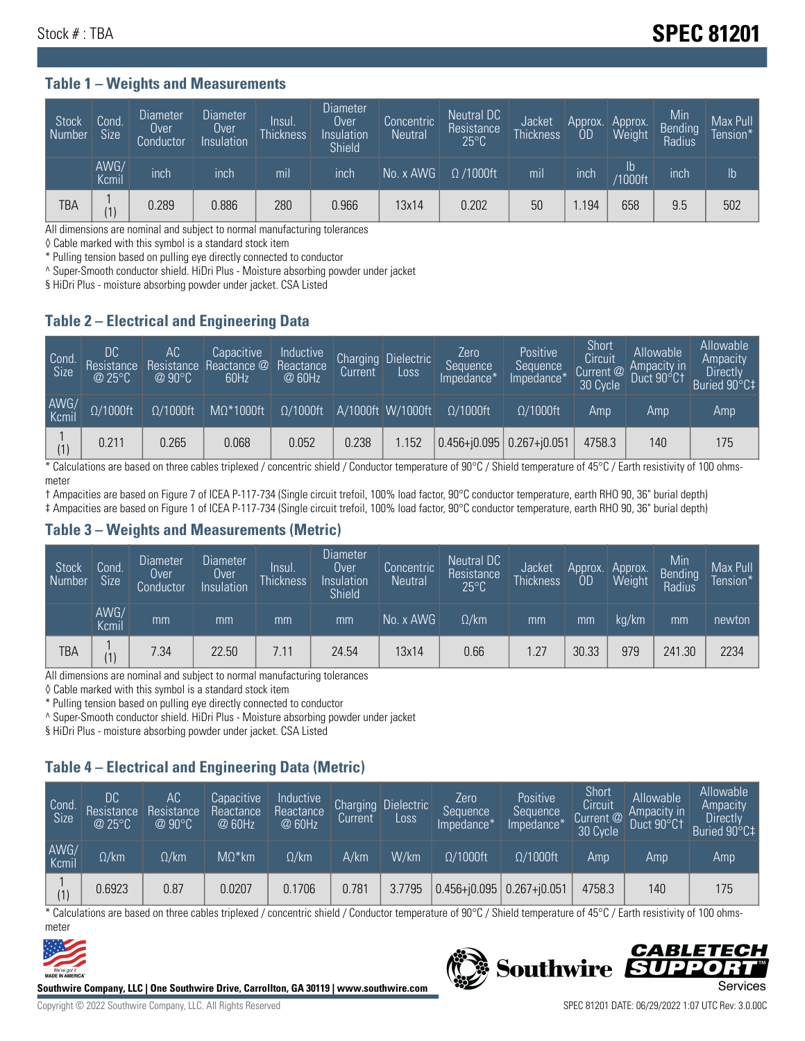Stock # : TBA

# SPEC 81201

## Table 1 – Weights and Measurements

| Stock Number | Cond. Size | Diameter Over Conductor | Diameter Over Insulation | Insul. Thickness | Diameter Over Insulation Shield | Concentric Neutral | Neutral DC Resistance 25°C | Jacket Thickness | Approx. OD | Approx. Weight | Min Bending Radius | Max Pull Tension* |
|---|---|---|---|---|---|---|---|---|---|---|---|---|
| | AWG/ Kcmil | inch | inch | mil | inch | No. x AWG | Ω /1000ft | mil | inch | lb /1000ft | inch | lb |
| TBA | 1 (1) | 0.289 | 0.886 | 280 | 0.966 | 13x14 | 0.202 | 50 | 1.194 | 658 | 9.5 | 502 |

All dimensions are nominal and subject to normal manufacturing tolerances

◊ Cable marked with this symbol is a standard stock item

* Pulling tension based on pulling eye directly connected to conductor

^ Super-Smooth conductor shield. HiDri Plus - Moisture absorbing powder under jacket

§ HiDri Plus - moisture absorbing powder under jacket. CSA Listed

## Table 2 – Electrical and Engineering Data

| Cond. Size | DC Resistance @ 25°C | AC Resistance @ 90°C | Capacitive Reactance @ 60Hz | Inductive Reactance @ 60Hz | Charging Current | Dielectric Loss | Zero Sequence Impedance* | Positive Sequence Impedance* | Short Circuit Current @ 30 Cycle | Allowable Ampacity in Duct 90°C† | Allowable Ampacity Directly Buried 90°C‡ |
|---|---|---|---|---|---|---|---|---|---|---|---|
| AWG/ Kcmil | Ω/1000ft | Ω/1000ft | MΩ*1000ft | Ω/1000ft | A/1000ft | W/1000ft | Ω/1000ft | Ω/1000ft | Amp | Amp | Amp |
| 1 (1) | 0.211 | 0.265 | 0.068 | 0.052 | 0.238 | 1.152 | 0.456+j0.095 | 0.267+j0.051 | 4758.3 | 140 | 175 |

* Calculations are based on three cables triplexed / concentric shield / Conductor temperature of 90°C / Shield temperature of 45°C / Earth resistivity of 100 ohms-meter

† Ampacities are based on Figure 7 of ICEA P-117-734 (Single circuit trefoil, 100% load factor, 90°C conductor temperature, earth RHO 90, 36" burial depth)

‡ Ampacities are based on Figure 1 of ICEA P-117-734 (Single circuit trefoil, 100% load factor, 90°C conductor temperature, earth RHO 90, 36" burial depth)

## Table 3 – Weights and Measurements (Metric)

| Stock Number | Cond. Size | Diameter Over Conductor | Diameter Over Insulation | Insul. Thickness | Diameter Over Insulation Shield | Concentric Neutral | Neutral DC Resistance 25°C | Jacket Thickness | Approx. OD | Approx. Weight | Min Bending Radius | Max Pull Tension* |
|---|---|---|---|---|---|---|---|---|---|---|---|---|
| | AWG/ Kcmil | mm | mm | mm | mm | No. x AWG | Ω/km | mm | mm | kg/km | mm | newton |
| TBA | 1 (1) | 7.34 | 22.50 | 7.11 | 24.54 | 13x14 | 0.66 | 1.27 | 30.33 | 979 | 241.30 | 2234 |

All dimensions are nominal and subject to normal manufacturing tolerances

◊ Cable marked with this symbol is a standard stock item

* Pulling tension based on pulling eye directly connected to conductor

^ Super-Smooth conductor shield. HiDri Plus - Moisture absorbing powder under jacket

§ HiDri Plus - moisture absorbing powder under jacket. CSA Listed

## Table 4 – Electrical and Engineering Data (Metric)

| Cond. Size | DC Resistance @ 25°C | AC Resistance @ 90°C | Capacitive Reactance @ 60Hz | Inductive Reactance @ 60Hz | Charging Current | Dielectric Loss | Zero Sequence Impedance* | Positive Sequence Impedance* | Short Circuit Current @ 30 Cycle | Allowable Ampacity in Duct 90°C† | Allowable Ampacity Directly Buried 90°C‡ |
|---|---|---|---|---|---|---|---|---|---|---|---|
| AWG/ Kcmil | Ω/km | Ω/km | MΩ*km | Ω/km | A/km | W/km | Ω/1000ft | Ω/1000ft | Amp | Amp | Amp |
| 1 (1) | 0.6923 | 0.87 | 0.0207 | 0.1706 | 0.781 | 3.7795 | 0.456+j0.095 | 0.267+j0.051 | 4758.3 | 140 | 175 |

* Calculations are based on three cables triplexed / concentric shield / Conductor temperature of 90°C / Shield temperature of 45°C / Earth resistivity of 100 ohms-meter

**Southwire Company, LLC | One Southwire Drive, Carrollton, GA 30119 | www.southwire.com**

Copyright © 2022 Southwire Company, LLC. All Rights Reserved

SPEC 81201 DATE: 06/29/2022 1:07 UTC Rev: 3.0.00C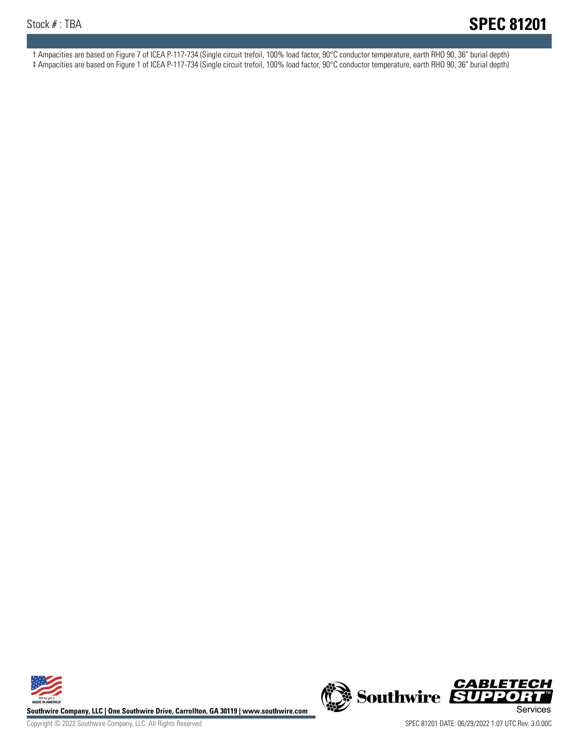† Ampacities are based on Figure 7 of ICEA P-117-734 (Single circuit trefoil, 100% load factor, 90°C conductor temperature, earth RHO 90, 36" burial depth)

‡ Ampacities are based on Figure 1 of ICEA P-117-734 (Single circuit trefoil, 100% load factor, 90°C conductor temperature, earth RHO 90, 36" burial depth)